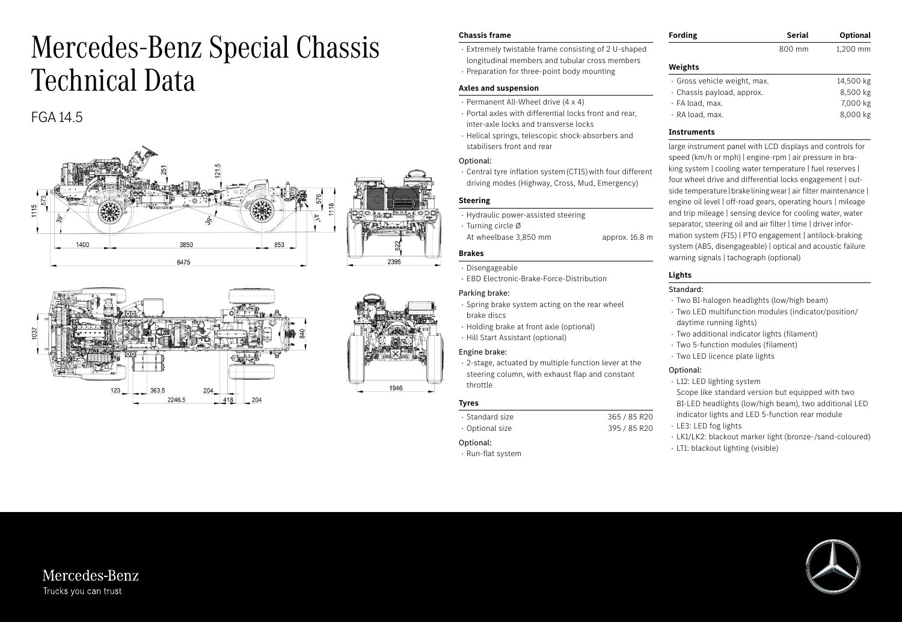# Mercedes-Benz Special Chassis Technical Data

## FGA 14.5

### Chassis frame

- Extremely twistable frame consisting of 2 U-shaped longitudinal members and tubular cross members
- Preparation for three-point body mounting

### Axles and suspension

- Permanent All-Wheel drive (4 x 4)
- Portal axles with differential locks front and rear, inter-axle locks and transverse locks
- Helical springs, telescopic shock-absorbers and stabilisers front and rear

Optional:

- Central tyre inflation system (CTIS) with four different driving modes (Highway, Cross, Mud, Emergency)

### Steering

- Hydraulic power-assisted steering
- Turning circle Ø

| | |
|---|---|
| At wheelbase 3,850 mm | approx. 16.8 m |

### Brakes

- Disengageable
- EBD Electronic-Brake-Force-Distribution

Parking brake:

- Spring brake system acting on the rear wheel brake discs
- Holding brake at front axle (optional)
- Hill Start Assistant (optional)

Engine brake:

- 2-stage, actuated by multiple function lever at the steering column, with exhaust flap and constant throttle

### Tyres

| | |
|---|---|
| · Standard size | 365 / 85 R20 |
| · Optional size | 395 / 85 R20 |

Optional:

- Run-flat system

### Fording

| Fording | Serial | Optional |
|---|---|---|
| | 800 mm | 1,200 mm |

### Weights

| | |
|---|---|
| · Gross vehicle weight, max. | 14,500 kg |
| · Chassis payload, approx. | 8,500 kg |
| · FA load, max. | 7,000 kg |
| · RA load, max. | 8,000 kg |

### Instruments

large instrument panel with LCD displays and controls for speed (km/h or mph) | engine-rpm | air pressure in braking system | cooling water temperature | fuel reserves | four wheel drive and differential locks engagement | outside temperature | brake lining wear | air filter maintenance | engine oil level | off-road gears, operating hours | mileage and trip mileage | sensing device for cooling water, water separator, steering oil and air filter | time | driver information system (FIS) | PTO engagement | antilock-braking system (ABS, disengageable) | optical and acoustic failure warning signals | tachograph (optional)

### Lights

Standard:

- Two BI-halogen headlights (low/high beam)
- Two LED multifunction modules (indicator/position/daytime running lights)
- Two additional indicator lights (filament)
- Two 5-function modules (filament)
- Two LED licence plate lights

Optional:

- L12: LED lighting system
  Scope like standard version but equipped with two BI-LED headlights (low/high beam), two additional LED indicator lights and LED 5-function rear module
- LE3: LED fog lights
- LK1/LK2: blackout marker light (bronze-/sand-coloured)
- LT1: blackout lighting (visible)

Mercedes-Benz
Trucks you can trust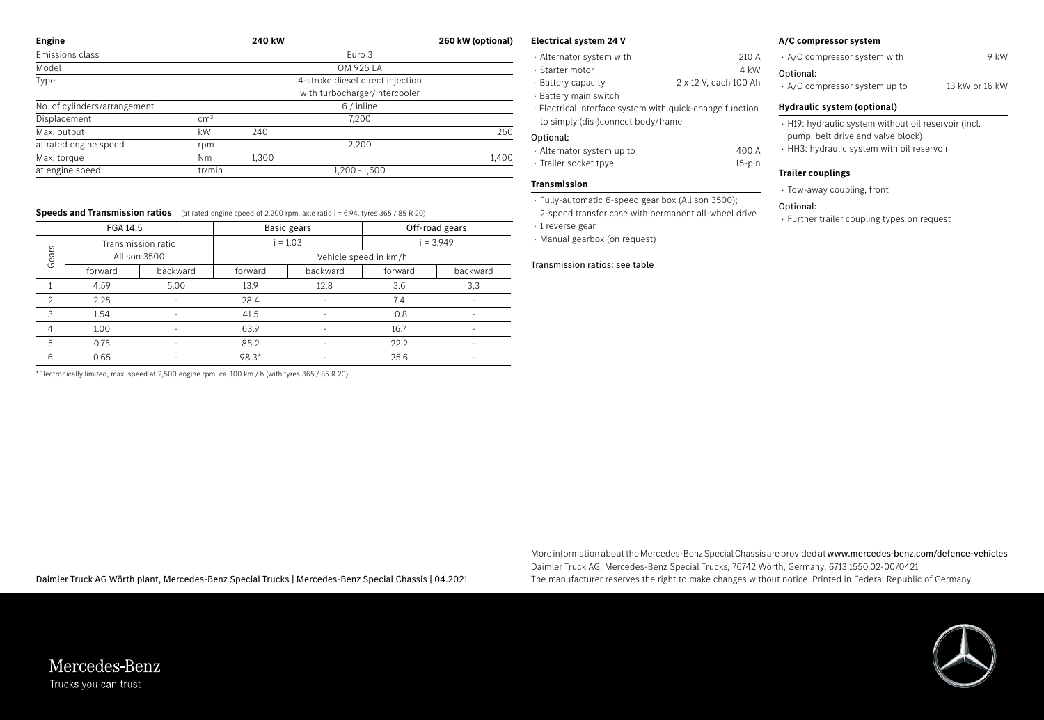## Engine

| Engine | | 240 kW | 260 kW (optional) |
|---|---|---|---|
| Emissions class | | Euro 3 | |
| Model | | OM 926 LA | |
| Type | | 4-stroke diesel direct injection with turbocharger/intercooler | |
| No. of cylinders/arrangement | | 6 / inline | |
| Displacement | cm³ | 7,200 | |
| Max. output | kW | 240 | 260 |
| at rated engine speed | rpm | 2,200 | |
| Max. torque | Nm | 1,300 | 1,400 |
| at engine speed | tr/min | 1,200 – 1,600 | |

**Speeds and Transmission ratios** (at rated engine speed of 2,200 rpm, axle ratio i = 6.94, tyres 365 / 85 R 20)

| FGA 14.5 | | | Basic gears | | Off-road gears | |
|---|---|---|---|---|---|---|
| Gears | Transmission ratio Allison 3500 | | i = 1.03 | | i = 3.949 | |
| | | | Vehicle speed in km/h | | | |
| | forward | backward | forward | backward | forward | backward |
| 1 | 4.59 | 5.00 | 13.9 | 12.8 | 3.6 | 3.3 |
| 2 | 2.25 | - | 28.4 | - | 7.4 | - |
| 3 | 1.54 | - | 41.5 | - | 10.8 | - |
| 4 | 1.00 | - | 63.9 | - | 16.7 | - |
| 5 | 0.75 | - | 85.2 | - | 22.2 | - |
| 6 | 0.65 | - | 98.3* | - | 25.6 | - |

*Electronically limited, max. speed at 2,500 engine rpm: ca. 100 km / h (with tyres 365 / 85 R 20)

## Electrical system 24 V

- Alternator system with 210 A
- Starter motor 4 kW
- Battery capacity 2 x 12 V, each 100 Ah
- Battery main switch
- Electrical interface system with quick-change function to simply (dis-)connect body/frame

Optional:

- Alternator system up to 400 A
- Trailer socket tpye 15-pin

## Transmission

- Fully-automatic 6-speed gear box (Allison 3500); 2-speed transfer case with permanent all-wheel drive
- 1 reverse gear
- Manual gearbox (on request)

Transmission ratios: see table

## A/C compressor system

- A/C compressor system with 9 kW

Optional:

- A/C compressor system up to 13 kW or 16 kW

## Hydraulic system (optional)

- H19: hydraulic system without oil reservoir (incl. pump, belt drive and valve block)
- HH3: hydraulic system with oil reservoir

## Trailer couplings

- Tow-away coupling, front

Optional:

- Further trailer coupling types on request

Daimler Truck AG Wörth plant, Mercedes-Benz Special Trucks | Mercedes-Benz Special Chassis | 04.2021

More information about the Mercedes-Benz Special Chassis are provided at www.mercedes-benz.com/defence-vehicles
Daimler Truck AG, Mercedes-Benz Special Trucks, 76742 Wörth, Germany, 6713.1550.02-00/0421
The manufacturer reserves the right to make changes without notice. Printed in Federal Republic of Germany.

Mercedes-Benz
Trucks you can trust